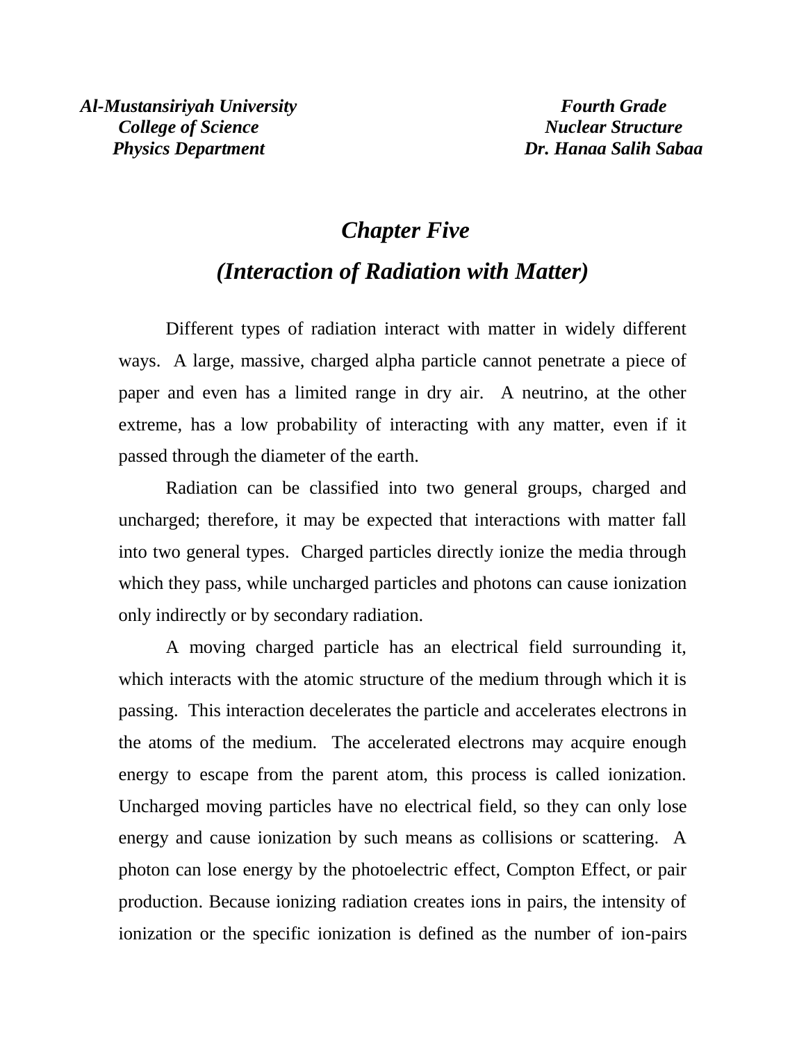*Al-Mustansiriyah University*
*College of Science*
*Physics Department*

*Fourth Grade*
*Nuclear Structure*
*Dr. Hanaa Salih Sabaa*

# *Chapter Five*

## *(Interaction of Radiation with Matter)*

Different types of radiation interact with matter in widely different ways. A large, massive, charged alpha particle cannot penetrate a piece of paper and even has a limited range in dry air. A neutrino, at the other extreme, has a low probability of interacting with any matter, even if it passed through the diameter of the earth.

Radiation can be classified into two general groups, charged and uncharged; therefore, it may be expected that interactions with matter fall into two general types. Charged particles directly ionize the media through which they pass, while uncharged particles and photons can cause ionization only indirectly or by secondary radiation.

A moving charged particle has an electrical field surrounding it, which interacts with the atomic structure of the medium through which it is passing. This interaction decelerates the particle and accelerates electrons in the atoms of the medium. The accelerated electrons may acquire enough energy to escape from the parent atom, this process is called ionization. Uncharged moving particles have no electrical field, so they can only lose energy and cause ionization by such means as collisions or scattering. A photon can lose energy by the photoelectric effect, Compton Effect, or pair production. Because ionizing radiation creates ions in pairs, the intensity of ionization or the specific ionization is defined as the number of ion-pairs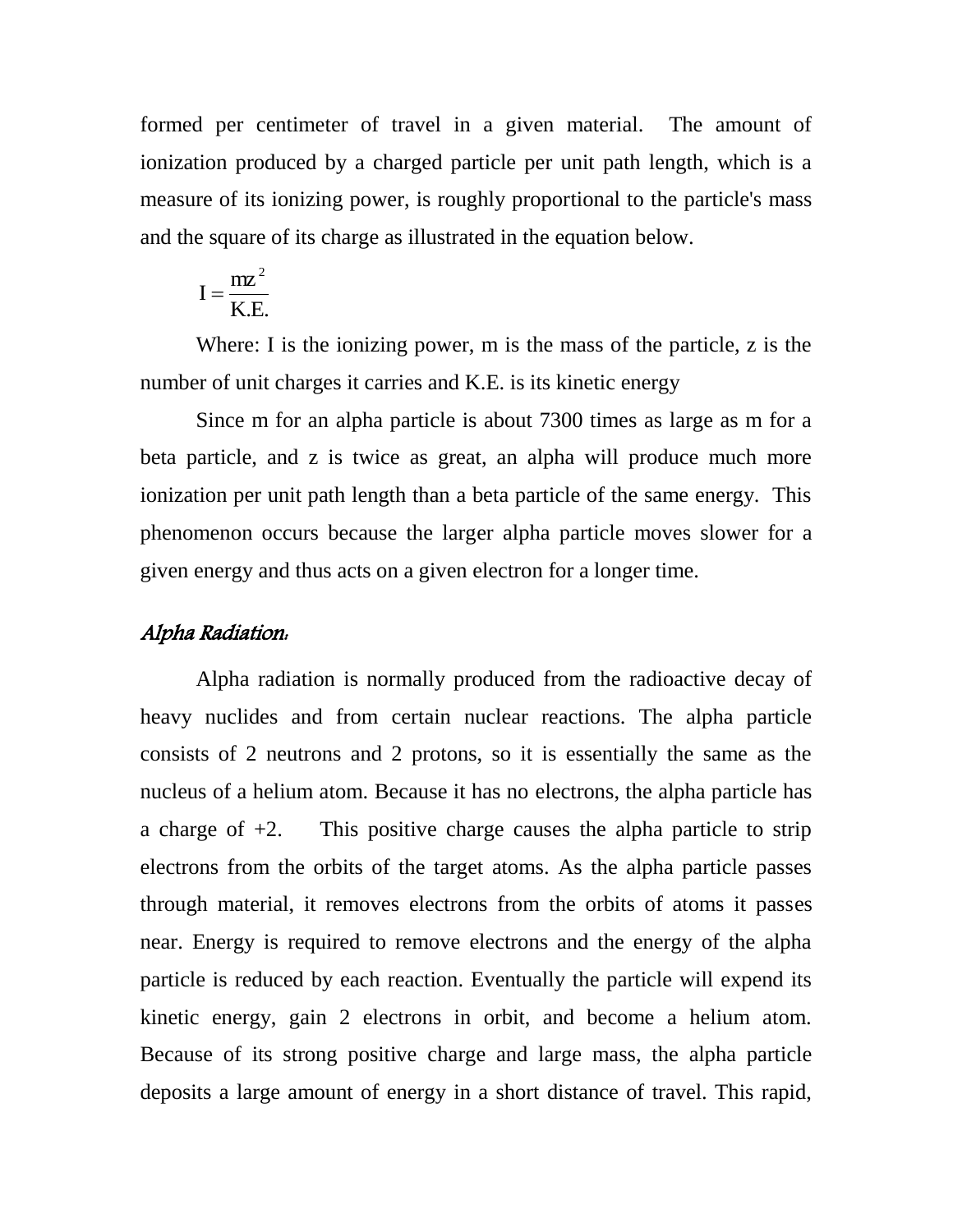formed per centimeter of travel in a given material. The amount of ionization produced by a charged particle per unit path length, which is a measure of its ionizing power, is roughly proportional to the particle's mass and the square of its charge as illustrated in the equation below.

$$I = \frac{mz^2}{K.E.}$$

Where: I is the ionizing power, m is the mass of the particle, z is the number of unit charges it carries and K.E. is its kinetic energy

Since m for an alpha particle is about 7300 times as large as m for a beta particle, and z is twice as great, an alpha will produce much more ionization per unit path length than a beta particle of the same energy. This phenomenon occurs because the larger alpha particle moves slower for a given energy and thus acts on a given electron for a longer time.

### *Alpha Radiation:*

Alpha radiation is normally produced from the radioactive decay of heavy nuclides and from certain nuclear reactions. The alpha particle consists of 2 neutrons and 2 protons, so it is essentially the same as the nucleus of a helium atom. Because it has no electrons, the alpha particle has a charge of +2. This positive charge causes the alpha particle to strip electrons from the orbits of the target atoms. As the alpha particle passes through material, it removes electrons from the orbits of atoms it passes near. Energy is required to remove electrons and the energy of the alpha particle is reduced by each reaction. Eventually the particle will expend its kinetic energy, gain 2 electrons in orbit, and become a helium atom. Because of its strong positive charge and large mass, the alpha particle deposits a large amount of energy in a short distance of travel. This rapid,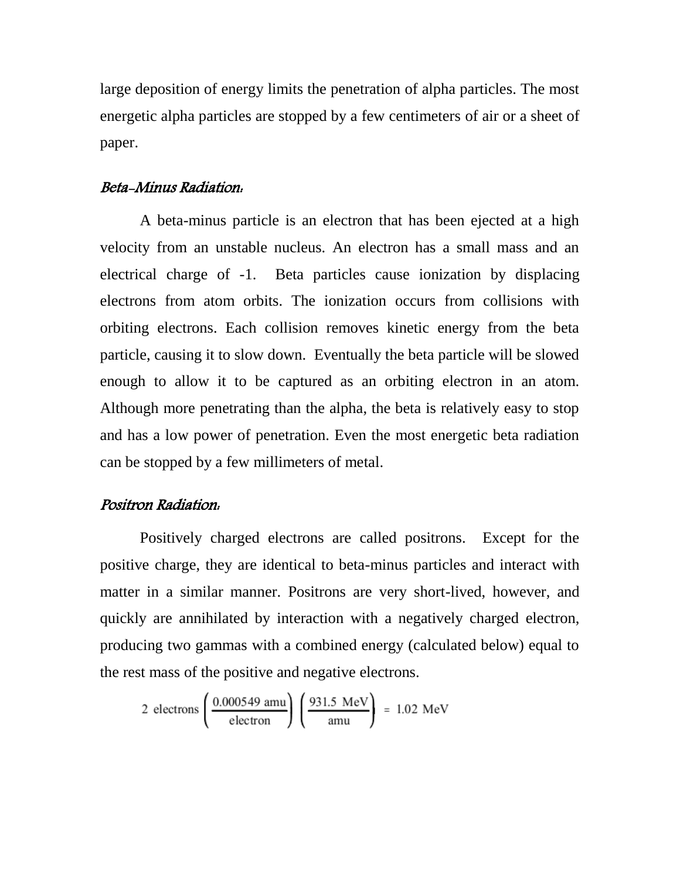large deposition of energy limits the penetration of alpha particles. The most energetic alpha particles are stopped by a few centimeters of air or a sheet of paper.

### *Beta-Minus Radiation:*

A beta-minus particle is an electron that has been ejected at a high velocity from an unstable nucleus. An electron has a small mass and an electrical charge of -1. Beta particles cause ionization by displacing electrons from atom orbits. The ionization occurs from collisions with orbiting electrons. Each collision removes kinetic energy from the beta particle, causing it to slow down. Eventually the beta particle will be slowed enough to allow it to be captured as an orbiting electron in an atom. Although more penetrating than the alpha, the beta is relatively easy to stop and has a low power of penetration. Even the most energetic beta radiation can be stopped by a few millimeters of metal.

### *Positron Radiation:*

Positively charged electrons are called positrons. Except for the positive charge, they are identical to beta-minus particles and interact with matter in a similar manner. Positrons are very short-lived, however, and quickly are annihilated by interaction with a negatively charged electron, producing two gammas with a combined energy (calculated below) equal to the rest mass of the positive and negative electrons.

$$2 \text{ electrons} \left( \frac{0.000549 \text{ amu}}{\text{electron}} \right) \left( \frac{931.5 \text{ MeV}}{\text{amu}} \right) = 1.02 \text{ MeV}$$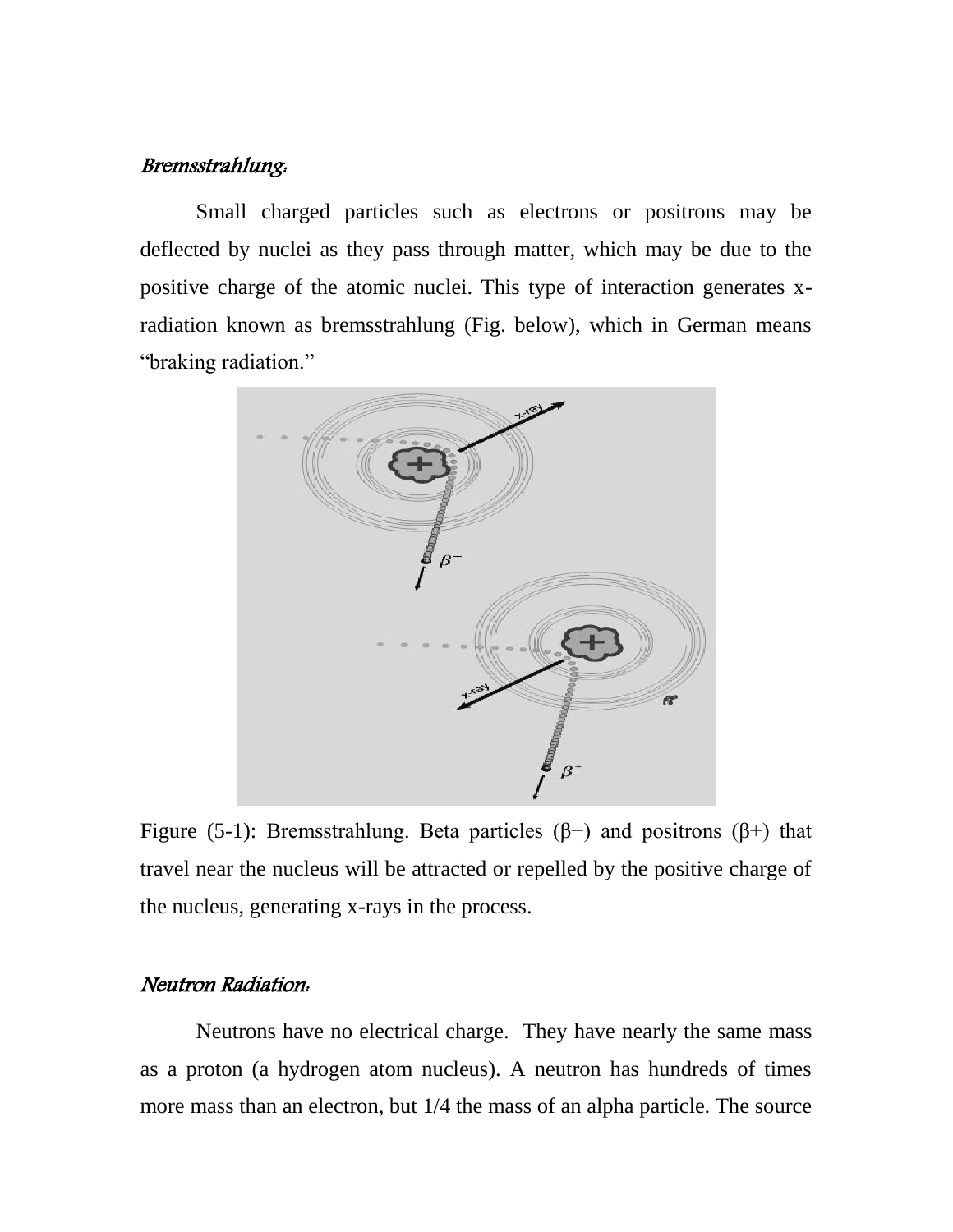*Bremsstrahlung:*

Small charged particles such as electrons or positrons may be deflected by nuclei as they pass through matter, which may be due to the positive charge of the atomic nuclei. This type of interaction generates x-radiation known as bremsstrahlung (Fig. below), which in German means "braking radiation."

Figure (5-1): Bremsstrahlung. Beta particles ($\beta-$) and positrons ($\beta+$) that travel near the nucleus will be attracted or repelled by the positive charge of the nucleus, generating x-rays in the process.

*Neutron Radiation:*

Neutrons have no electrical charge. They have nearly the same mass as a proton (a hydrogen atom nucleus). A neutron has hundreds of times more mass than an electron, but 1/4 the mass of an alpha particle. The source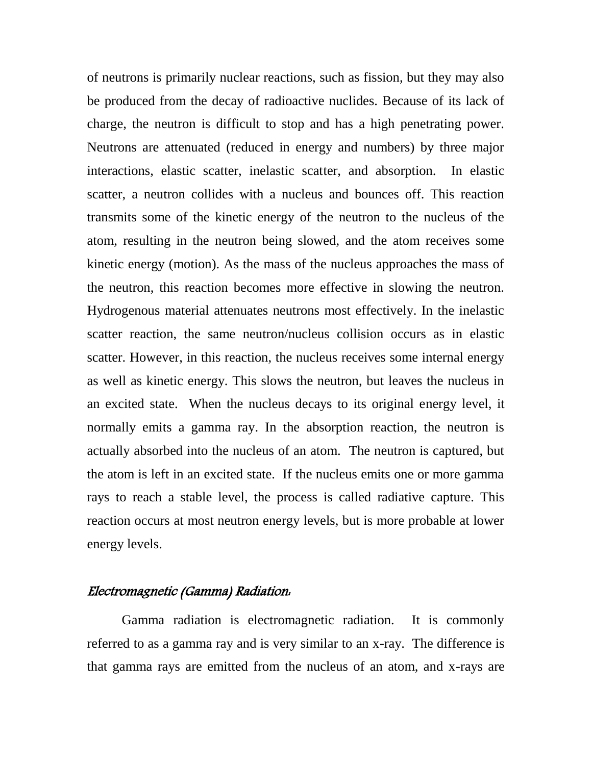of neutrons is primarily nuclear reactions, such as fission, but they may also be produced from the decay of radioactive nuclides. Because of its lack of charge, the neutron is difficult to stop and has a high penetrating power. Neutrons are attenuated (reduced in energy and numbers) by three major interactions, elastic scatter, inelastic scatter, and absorption. In elastic scatter, a neutron collides with a nucleus and bounces off. This reaction transmits some of the kinetic energy of the neutron to the nucleus of the atom, resulting in the neutron being slowed, and the atom receives some kinetic energy (motion). As the mass of the nucleus approaches the mass of the neutron, this reaction becomes more effective in slowing the neutron. Hydrogenous material attenuates neutrons most effectively. In the inelastic scatter reaction, the same neutron/nucleus collision occurs as in elastic scatter. However, in this reaction, the nucleus receives some internal energy as well as kinetic energy. This slows the neutron, but leaves the nucleus in an excited state. When the nucleus decays to its original energy level, it normally emits a gamma ray. In the absorption reaction, the neutron is actually absorbed into the nucleus of an atom. The neutron is captured, but the atom is left in an excited state. If the nucleus emits one or more gamma rays to reach a stable level, the process is called radiative capture. This reaction occurs at most neutron energy levels, but is more probable at lower energy levels.

### *Electromagnetic (Gamma) Radiation:*

Gamma radiation is electromagnetic radiation. It is commonly referred to as a gamma ray and is very similar to an x-ray. The difference is that gamma rays are emitted from the nucleus of an atom, and x-rays are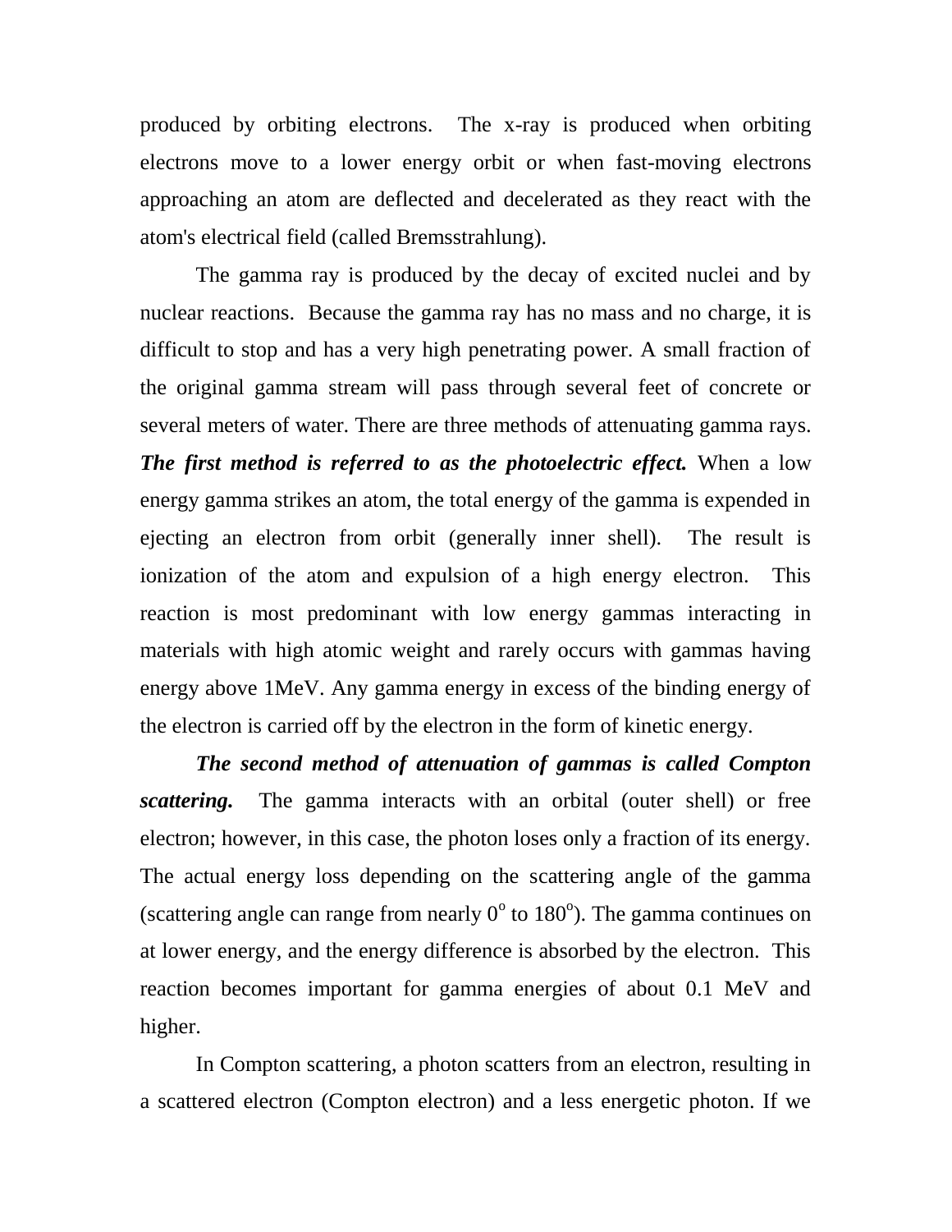produced by orbiting electrons. The x-ray is produced when orbiting electrons move to a lower energy orbit or when fast-moving electrons approaching an atom are deflected and decelerated as they react with the atom's electrical field (called Bremsstrahlung).

The gamma ray is produced by the decay of excited nuclei and by nuclear reactions. Because the gamma ray has no mass and no charge, it is difficult to stop and has a very high penetrating power. A small fraction of the original gamma stream will pass through several feet of concrete or several meters of water. There are three methods of attenuating gamma rays. ***The first method is referred to as the photoelectric effect.*** When a low energy gamma strikes an atom, the total energy of the gamma is expended in ejecting an electron from orbit (generally inner shell). The result is ionization of the atom and expulsion of a high energy electron. This reaction is most predominant with low energy gammas interacting in materials with high atomic weight and rarely occurs with gammas having energy above 1MeV. Any gamma energy in excess of the binding energy of the electron is carried off by the electron in the form of kinetic energy.

***The second method of attenuation of gammas is called Compton scattering.*** The gamma interacts with an orbital (outer shell) or free electron; however, in this case, the photon loses only a fraction of its energy. The actual energy loss depending on the scattering angle of the gamma (scattering angle can range from nearly $0^o$ to $180^o$). The gamma continues on at lower energy, and the energy difference is absorbed by the electron. This reaction becomes important for gamma energies of about 0.1 MeV and higher.

In Compton scattering, a photon scatters from an electron, resulting in a scattered electron (Compton electron) and a less energetic photon. If we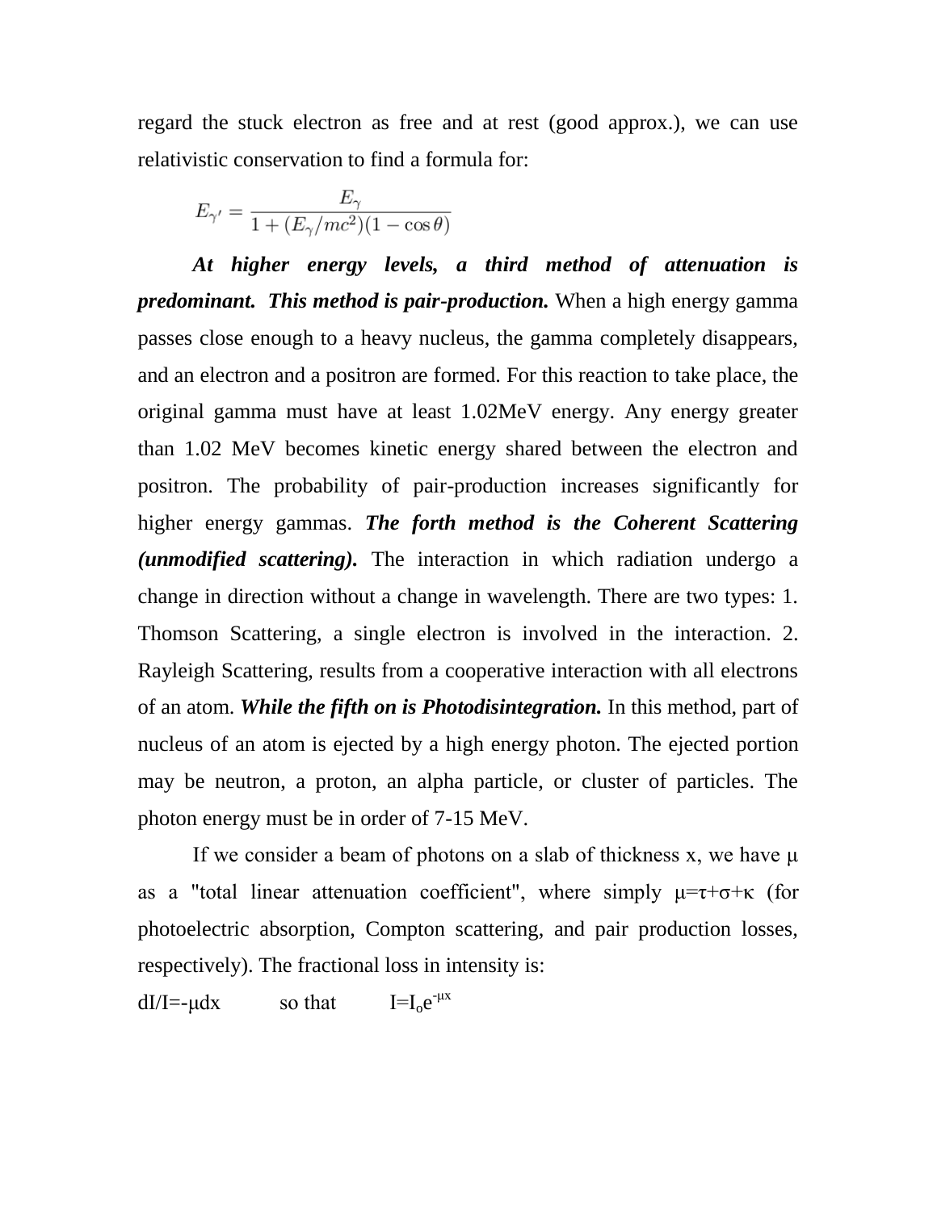regard the stuck electron as free and at rest (good approx.), we can use relativistic conservation to find a formula for:

$$E_{\gamma'} = \frac{E_\gamma}{1 + (E_\gamma/mc^2)(1 - \cos\theta)}$$

***At higher energy levels, a third method of attenuation is predominant. This method is pair-production.*** When a high energy gamma passes close enough to a heavy nucleus, the gamma completely disappears, and an electron and a positron are formed. For this reaction to take place, the original gamma must have at least 1.02MeV energy. Any energy greater than 1.02 MeV becomes kinetic energy shared between the electron and positron. The probability of pair-production increases significantly for higher energy gammas. ***The forth method is the Coherent Scattering (unmodified scattering).*** The interaction in which radiation undergo a change in direction without a change in wavelength. There are two types: 1. Thomson Scattering, a single electron is involved in the interaction. 2. Rayleigh Scattering, results from a cooperative interaction with all electrons of an atom. ***While the fifth on is Photodisintegration.*** In this method, part of nucleus of an atom is ejected by a high energy photon. The ejected portion may be neutron, a proton, an alpha particle, or cluster of particles. The photon energy must be in order of 7-15 MeV.

If we consider a beam of photons on a slab of thickness x, we have $\mu$ as a "total linear attenuation coefficient", where simply $\mu=\tau+\sigma+\kappa$ (for photoelectric absorption, Compton scattering, and pair production losses, respectively). The fractional loss in intensity is:

$dI/I=-\mu dx$ so that $I=I_o e^{-\mu x}$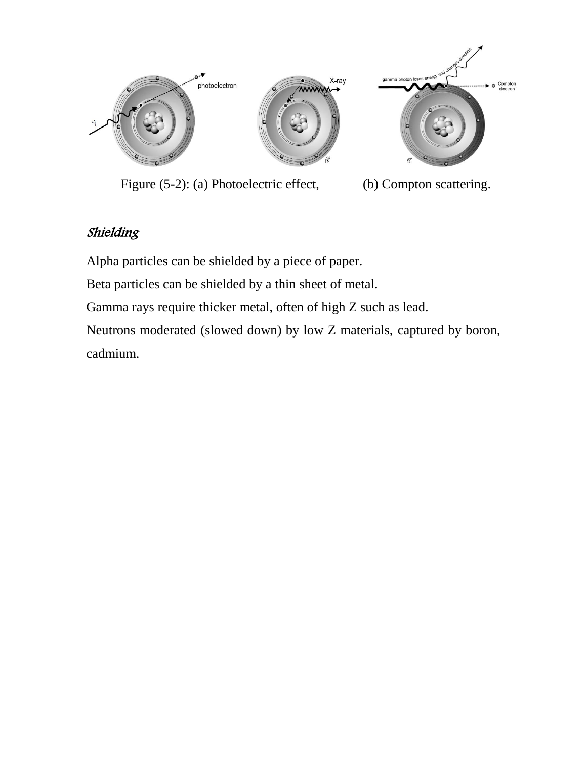photoelectron

X-ray

gamma photon loses energy and changes direction

Compton electron

Figure (5-2): (a) Photoelectric effect, (b) Compton scattering.

### *Shielding*

Alpha particles can be shielded by a piece of paper.

Beta particles can be shielded by a thin sheet of metal.

Gamma rays require thicker metal, often of high Z such as lead.

Neutrons moderated (slowed down) by low Z materials, captured by boron, cadmium.